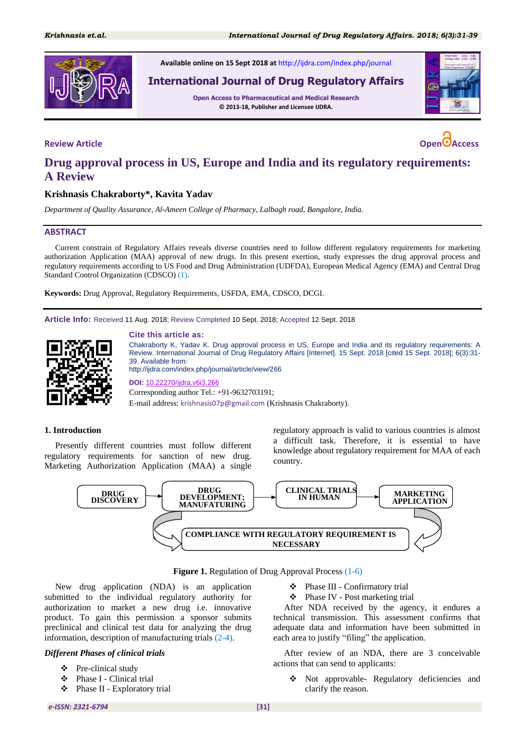Available online on 15 Sept 2018 at http://ijdra.com/index.php/journal

International Journal of Drug Regulatory Affairs

Open Access to Pharmaceutical and Medical Research
© 2013-18, Publisher and Licensee IJDRA.

Review Article

Open Access

# Drug approval process in US, Europe and India and its regulatory requirements: A Review

**Krishnasis Chakraborty\*, Kavita Yadav**

*Department of Quality Assurance, Al-Ameen College of Pharmacy, Lalbagh road, Bangalore, India.*

## ABSTRACT

Current constrain of Regulatory Affairs reveals diverse countries need to follow different regulatory requirements for marketing authorization Application (MAA) approval of new drugs. In this present exertion, study expresses the drug approval process and regulatory requirements according to US Food and Drug Administration (UDFDA), European Medical Agency (EMA) and Central Drug Standard Control Organization (CDSCO) (1).

**Keywords:** Drug Approval, Regulatory Requirements, USFDA, EMA, CDSCO, DCGI.

**Article Info:** Received 11 Aug. 2018; Review Completed 10 Sept. 2018; Accepted 12 Sept. 2018

**Cite this article as:**

Chakraborty K, Yadav K. Drug approval process in US, Europe and India and its regulatory requirements: A Review. International Journal of Drug Regulatory Affairs [Internet]. 15 Sept. 2018 [cited 15 Sept. 2018]; 6(3):31-39. Available from:
http://ijdra.com/index.php/journal/article/view/266

**DOI:** 10.22270/ijdra.v6i3.266

Corresponding author Tel.: +91-9632703191;

E-mail address: krishnasis07p@gmail.com (Krishnasis Chakraborty).

## 1. Introduction

Presently different countries must follow different regulatory requirements for sanction of new drug. Marketing Authorization Application (MAA) a single regulatory approach is valid to various countries is almost a difficult task. Therefore, it is essential to have knowledge about regulatory requirement for MAA of each country.

DRUG DISCOVERY → DRUG DEVELOPMENT; MANUFATURING → CLINICAL TRIALS IN HUMAN → MARKETING APPLICATION

COMPLIANCE WITH REGULATORY REQUIREMENT IS NECESSARY

**Figure 1.** Regulation of Drug Approval Process (1-6)

New drug application (NDA) is an application submitted to the individual regulatory authority for authorization to market a new drug i.e. innovative product. To gain this permission a sponsor submits preclinical and clinical test data for analyzing the drug information, description of manufacturing trials (2-4).

### *Different Phases of clinical trials*

- Pre-clinical study
- Phase I - Clinical trial
- Phase II - Exploratory trial
- Phase III - Confirmatory trial
- Phase IV - Post marketing trial

After NDA received by the agency, it endures a technical transmission. This assessment confirms that adequate data and information have been submitted in each area to justify "filing" the application.

After review of an NDA, there are 3 conceivable actions that can send to applicants:

- Not approvable- Regulatory deficiencies and clarify the reason.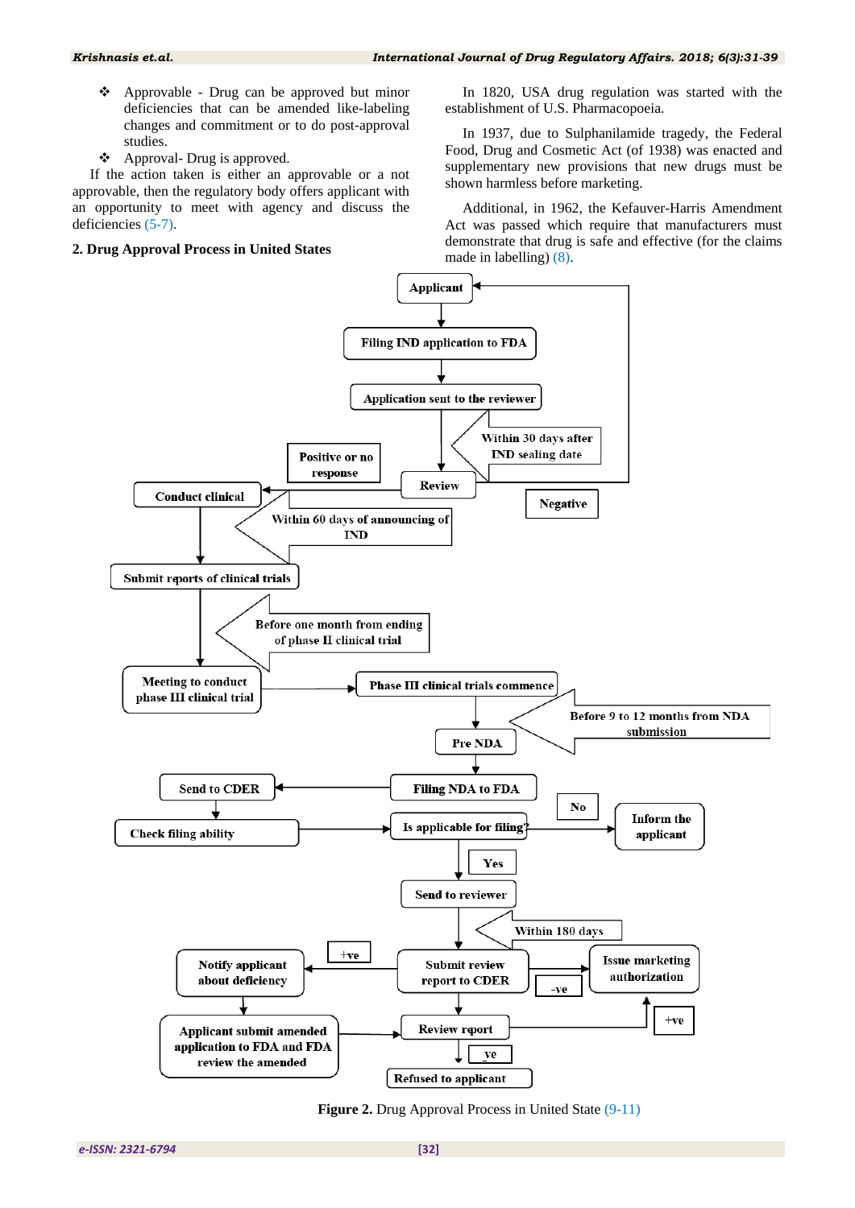- ❖ Approvable - Drug can be approved but minor deficiencies that can be amended like-labeling changes and commitment or to do post-approval studies.
- ❖ Approval- Drug is approved.

If the action taken is either an approvable or a not approvable, then the regulatory body offers applicant with an opportunity to meet with agency and discuss the deficiencies (5-7).

## 2. Drug Approval Process in United States

In 1820, USA drug regulation was started with the establishment of U.S. Pharmacopoeia.

In 1937, due to Sulphanilamide tragedy, the Federal Food, Drug and Cosmetic Act (of 1938) was enacted and supplementary new provisions that new drugs must be shown harmless before marketing.

Additional, in 1962, the Kefauver-Harris Amendment Act was passed which require that manufacturers must demonstrate that drug is safe and effective (for the claims made in labelling) (8).

Applicant → Filing IND application to FDA → Application sent to the reviewer → Review (Within 30 days after IND sealing date)

Review → Negative → Applicant

Review → Positive or no response → Conduct clinical (Within 60 days of announcing of IND) → Submit reports of clinical trials → Meeting to conduct phase III clinical trial (Before one month from ending of phase II clinical trial) → Phase III clinical trials commence → Pre NDA (Before 9 to 12 months from NDA submission) → Filing NDA to FDA

Filing NDA to FDA → Send to CDER → Check filing ability → Is applicable for filing?

Is applicable for filing? → No → Inform the applicant

Is applicable for filing? → Yes → Send to reviewer → Submit review report to CDER (Within 180 days)

Submit review report to CDER → -ve → Issue marketing authorization

Submit review report to CDER → +ve → Notify applicant about deficiency → Applicant submit amended application to FDA and FDA review the amended → Review report

Review report → +ve → Issue marketing authorization

Review report → ve → Refused to applicant

**Figure 2.** Drug Approval Process in United State (9-11)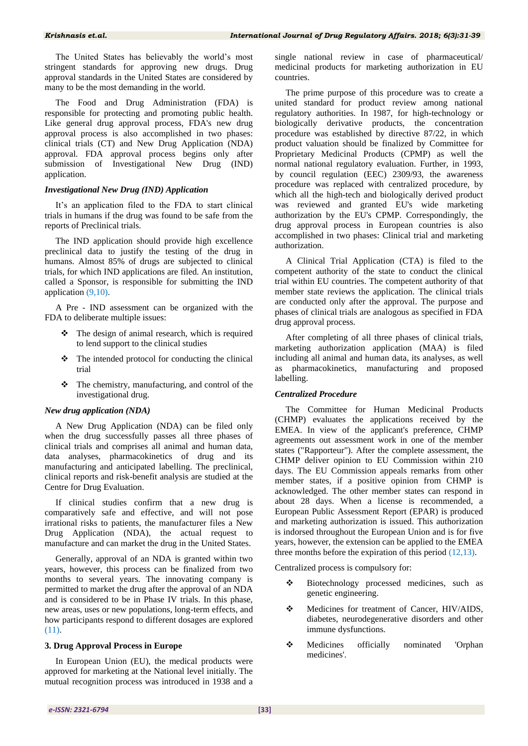The United States has believably the world's most stringent standards for approving new drugs. Drug approval standards in the United States are considered by many to be the most demanding in the world.

The Food and Drug Administration (FDA) is responsible for protecting and promoting public health. Like general drug approval process, FDA's new drug approval process is also accomplished in two phases: clinical trials (CT) and New Drug Application (NDA) approval. FDA approval process begins only after submission of Investigational New Drug (IND) application.

### *Investigational New Drug (IND) Application*

It's an application filed to the FDA to start clinical trials in humans if the drug was found to be safe from the reports of Preclinical trials.

The IND application should provide high excellence preclinical data to justify the testing of the drug in humans. Almost 85% of drugs are subjected to clinical trials, for which IND applications are filed. An institution, called a Sponsor, is responsible for submitting the IND application (9,10).

A Pre - IND assessment can be organized with the FDA to deliberate multiple issues:

- The design of animal research, which is required to lend support to the clinical studies
- The intended protocol for conducting the clinical trial
- The chemistry, manufacturing, and control of the investigational drug.

### *New drug application (NDA)*

A New Drug Application (NDA) can be filed only when the drug successfully passes all three phases of clinical trials and comprises all animal and human data, data analyses, pharmacokinetics of drug and its manufacturing and anticipated labelling. The preclinical, clinical reports and risk-benefit analysis are studied at the Centre for Drug Evaluation.

If clinical studies confirm that a new drug is comparatively safe and effective, and will not pose irrational risks to patients, the manufacturer files a New Drug Application (NDA), the actual request to manufacture and can market the drug in the United States.

Generally, approval of an NDA is granted within two years, however, this process can be finalized from two months to several years. The innovating company is permitted to market the drug after the approval of an NDA and is considered to be in Phase IV trials. In this phase, new areas, uses or new populations, long-term effects, and how participants respond to different dosages are explored (11).

## 3. Drug Approval Process in Europe

In European Union (EU), the medical products were approved for marketing at the National level initially. The mutual recognition process was introduced in 1938 and a single national review in case of pharmaceutical/ medicinal products for marketing authorization in EU countries.

The prime purpose of this procedure was to create a united standard for product review among national regulatory authorities. In 1987, for high-technology or biologically derivative products, the concentration procedure was established by directive 87/22, in which product valuation should be finalized by Committee for Proprietary Medicinal Products (CPMP) as well the normal national regulatory evaluation. Further, in 1993, by council regulation (EEC) 2309/93, the awareness procedure was replaced with centralized procedure, by which all the high-tech and biologically derived product was reviewed and granted EU's wide marketing authorization by the EU's CPMP. Correspondingly, the drug approval process in European countries is also accomplished in two phases: Clinical trial and marketing authorization.

A Clinical Trial Application (CTA) is filed to the competent authority of the state to conduct the clinical trial within EU countries. The competent authority of that member state reviews the application. The clinical trials are conducted only after the approval. The purpose and phases of clinical trials are analogous as specified in FDA drug approval process.

After completing of all three phases of clinical trials, marketing authorization application (MAA) is filed including all animal and human data, its analyses, as well as pharmacokinetics, manufacturing and proposed labelling.

### *Centralized Procedure*

The Committee for Human Medicinal Products (CHMP) evaluates the applications received by the EMEA. In view of the applicant's preference, CHMP agreements out assessment work in one of the member states ("Rapporteur"). After the complete assessment, the CHMP deliver opinion to EU Commission within 210 days. The EU Commission appeals remarks from other member states, if a positive opinion from CHMP is acknowledged. The other member states can respond in about 28 days. When a license is recommended, a European Public Assessment Report (EPAR) is produced and marketing authorization is issued. This authorization is indorsed throughout the European Union and is for five years, however, the extension can be applied to the EMEA three months before the expiration of this period (12,13).

Centralized process is compulsory for:

- Biotechnology processed medicines, such as genetic engineering.
- Medicines for treatment of Cancer, HIV/AIDS, diabetes, neurodegenerative disorders and other immune dysfunctions.
- Medicines officially nominated 'Orphan medicines'.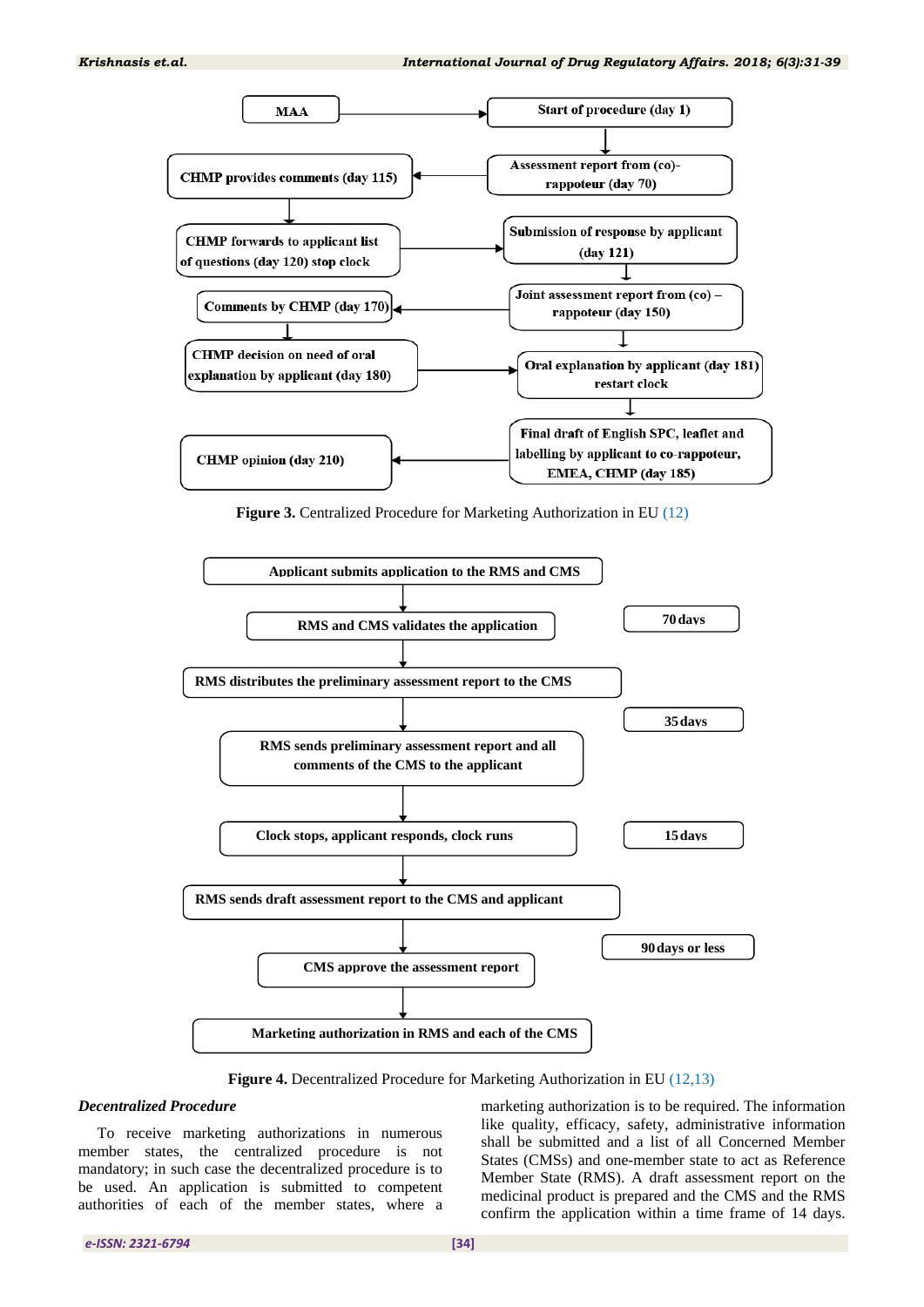MAAStart of procedure (day 1)

Assessment report from (co)-rappoteur (day 70)

CHMP provides comments (day 115)

CHMP forwards to applicant list of questions (day 120) stop clock

Submission of response by applicant (day 121)

Joint assessment report from (co) – rappoteur (day 150)

Comments by CHMP (day 170)

CHMP decision on need of oral explanation by applicant (day 180)

Oral explanation by applicant (day 181) restart clock

Final draft of English SPC, leaflet and labelling by applicant to co-rappoteur, EMEA, CHMP (day 185)

CHMP opinion (day 210)

**Figure 3.** Centralized Procedure for Marketing Authorization in EU (12)

Applicant submits application to the RMS and CMS

RMS and CMS validates the application

70 days

RMS distributes the preliminary assessment report to the CMS

35 days

RMS sends preliminary assessment report and all comments of the CMS to the applicant

Clock stops, applicant responds, clock runs

15 days

RMS sends draft assessment report to the CMS and applicant

90 days or less

CMS approve the assessment report

Marketing authorization in RMS and each of the CMS

**Figure 4.** Decentralized Procedure for Marketing Authorization in EU (12,13)

### *Decentralized Procedure*

To receive marketing authorizations in numerous member states, the centralized procedure is not mandatory; in such case the decentralized procedure is to be used. An application is submitted to competent authorities of each of the member states, where a marketing authorization is to be required. The information like quality, efficacy, safety, administrative information shall be submitted and a list of all Concerned Member States (CMSs) and one-member state to act as Reference Member State (RMS). A draft assessment report on the medicinal product is prepared and the CMS and the RMS confirm the application within a time frame of 14 days.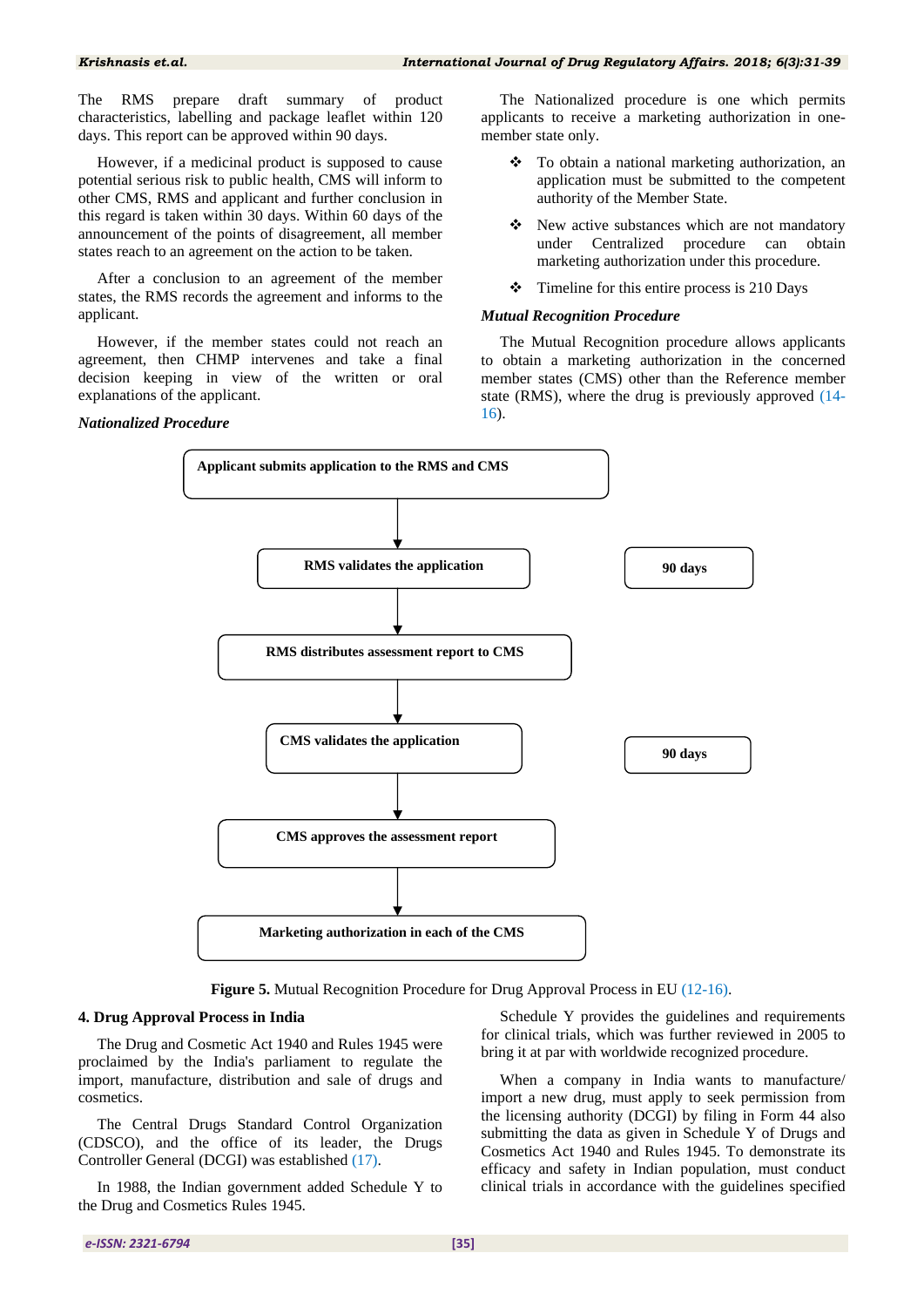The RMS prepare draft summary of product characteristics, labelling and package leaflet within 120 days. This report can be approved within 90 days.

However, if a medicinal product is supposed to cause potential serious risk to public health, CMS will inform to other CMS, RMS and applicant and further conclusion in this regard is taken within 30 days. Within 60 days of the announcement of the points of disagreement, all member states reach to an agreement on the action to be taken.

After a conclusion to an agreement of the member states, the RMS records the agreement and informs to the applicant.

However, if the member states could not reach an agreement, then CHMP intervenes and take a final decision keeping in view of the written or oral explanations of the applicant.

***Nationalized Procedure***

The Nationalized procedure is one which permits applicants to receive a marketing authorization in one-member state only.

- To obtain a national marketing authorization, an application must be submitted to the competent authority of the Member State.
- New active substances which are not mandatory under Centralized procedure can obtain marketing authorization under this procedure.
- Timeline for this entire process is 210 Days

***Mutual Recognition Procedure***

The Mutual Recognition procedure allows applicants to obtain a marketing authorization in the concerned member states (CMS) other than the Reference member state (RMS), where the drug is previously approved (14-16).

**Applicant submits application to the RMS and CMS**

↓

**RMS validates the application** — **90 days**

↓

**RMS distributes assessment report to CMS**

↓

**CMS validates the application** — **90 days**

↓

**CMS approves the assessment report**

↓

**Marketing authorization in each of the CMS**

**Figure 5.** Mutual Recognition Procedure for Drug Approval Process in EU (12-16).

## 4. Drug Approval Process in India

The Drug and Cosmetic Act 1940 and Rules 1945 were proclaimed by the India's parliament to regulate the import, manufacture, distribution and sale of drugs and cosmetics.

The Central Drugs Standard Control Organization (CDSCO), and the office of its leader, the Drugs Controller General (DCGI) was established (17).

In 1988, the Indian government added Schedule Y to the Drug and Cosmetics Rules 1945.

Schedule Y provides the guidelines and requirements for clinical trials, which was further reviewed in 2005 to bring it at par with worldwide recognized procedure.

When a company in India wants to manufacture/ import a new drug, must apply to seek permission from the licensing authority (DCGI) by filing in Form 44 also submitting the data as given in Schedule Y of Drugs and Cosmetics Act 1940 and Rules 1945. To demonstrate its efficacy and safety in Indian population, must conduct clinical trials in accordance with the guidelines specified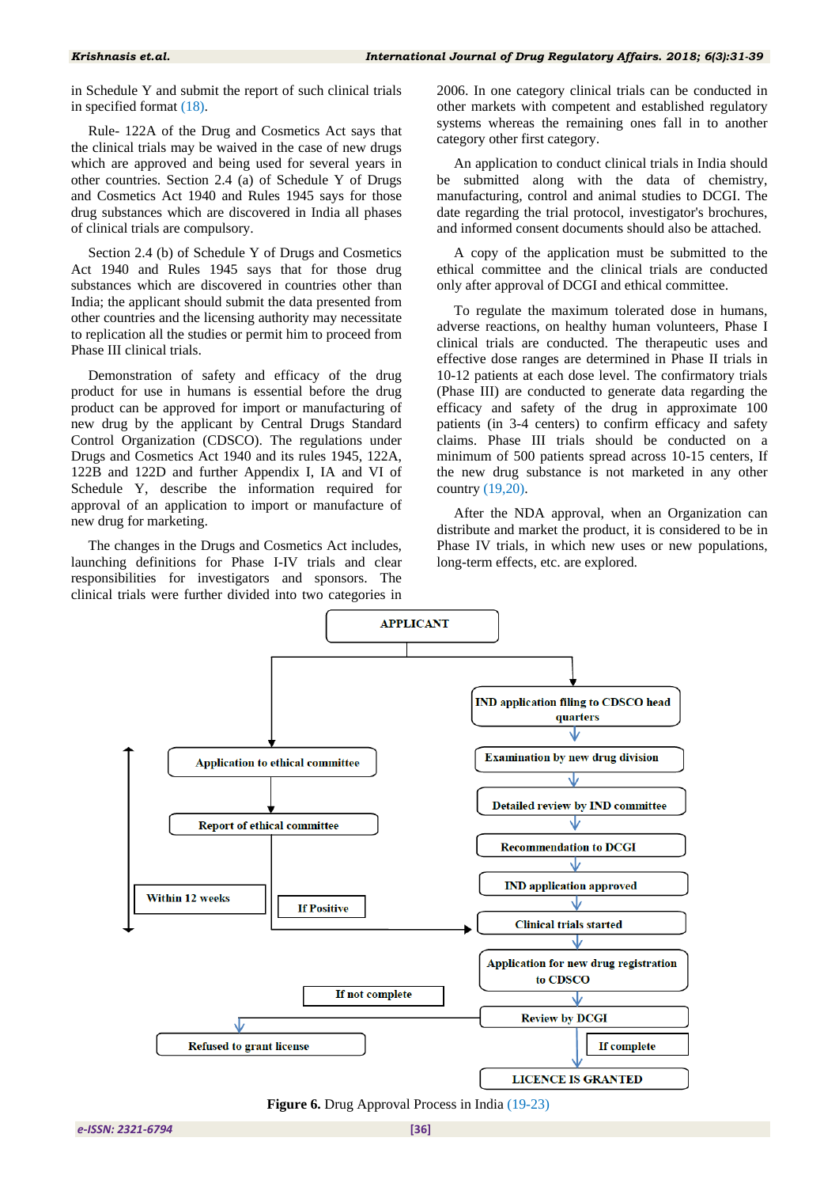in Schedule Y and submit the report of such clinical trials in specified format (18).

Rule- 122A of the Drug and Cosmetics Act says that the clinical trials may be waived in the case of new drugs which are approved and being used for several years in other countries. Section 2.4 (a) of Schedule Y of Drugs and Cosmetics Act 1940 and Rules 1945 says for those drug substances which are discovered in India all phases of clinical trials are compulsory.

Section 2.4 (b) of Schedule Y of Drugs and Cosmetics Act 1940 and Rules 1945 says that for those drug substances which are discovered in countries other than India; the applicant should submit the data presented from other countries and the licensing authority may necessitate to replication all the studies or permit him to proceed from Phase III clinical trials.

Demonstration of safety and efficacy of the drug product for use in humans is essential before the drug product can be approved for import or manufacturing of new drug by the applicant by Central Drugs Standard Control Organization (CDSCO). The regulations under Drugs and Cosmetics Act 1940 and its rules 1945, 122A, 122B and 122D and further Appendix I, IA and VI of Schedule Y, describe the information required for approval of an application to import or manufacture of new drug for marketing.

The changes in the Drugs and Cosmetics Act includes, launching definitions for Phase I-IV trials and clear responsibilities for investigators and sponsors. The clinical trials were further divided into two categories in 2006. In one category clinical trials can be conducted in other markets with competent and established regulatory systems whereas the remaining ones fall in to another category other first category.

An application to conduct clinical trials in India should be submitted along with the data of chemistry, manufacturing, control and animal studies to DCGI. The date regarding the trial protocol, investigator's brochures, and informed consent documents should also be attached.

A copy of the application must be submitted to the ethical committee and the clinical trials are conducted only after approval of DCGI and ethical committee.

To regulate the maximum tolerated dose in humans, adverse reactions, on healthy human volunteers, Phase I clinical trials are conducted. The therapeutic uses and effective dose ranges are determined in Phase II trials in 10-12 patients at each dose level. The confirmatory trials (Phase III) are conducted to generate data regarding the efficacy and safety of the drug in approximate 100 patients (in 3-4 centers) to confirm efficacy and safety claims. Phase III trials should be conducted on a minimum of 500 patients spread across 10-15 centers, If the new drug substance is not marketed in any other country (19,20).

After the NDA approval, when an Organization can distribute and market the product, it is considered to be in Phase IV trials, in which new uses or new populations, long-term effects, etc. are explored.

APPLICANT → Application to ethical committee → Report of ethical committee (Within 12 weeks) → If Positive → Clinical trials started

APPLICANT → IND application filing to CDSCO head quarters → Examination by new drug division → Detailed review by IND committee → Recommendation to DCGI → IND application approved → Clinical trials started → Application for new drug registration to CDSCO → Review by DCGI → If complete → LICENCE IS GRANTED

Review by DCGI → If not complete → Refused to grant license

**Figure 6.** Drug Approval Process in India (19-23)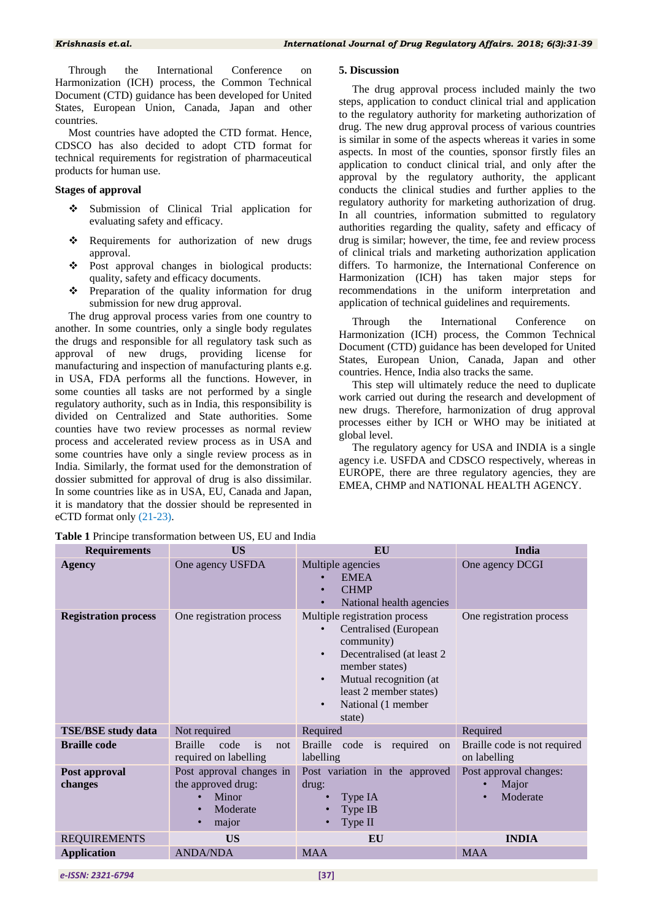Through the International Conference on Harmonization (ICH) process, the Common Technical Document (CTD) guidance has been developed for United States, European Union, Canada, Japan and other countries.

Most countries have adopted the CTD format. Hence, CDSCO has also decided to adopt CTD format for technical requirements for registration of pharmaceutical products for human use.

**Stages of approval**

- Submission of Clinical Trial application for evaluating safety and efficacy.
- Requirements for authorization of new drugs approval.
- Post approval changes in biological products: quality, safety and efficacy documents.
- Preparation of the quality information for drug submission for new drug approval.

The drug approval process varies from one country to another. In some countries, only a single body regulates the drugs and responsible for all regulatory task such as approval of new drugs, providing license for manufacturing and inspection of manufacturing plants e.g. in USA, FDA performs all the functions. However, in some counties all tasks are not performed by a single regulatory authority, such as in India, this responsibility is divided on Centralized and State authorities. Some counties have two review processes as normal review process and accelerated review process as in USA and some countries have only a single review process as in India. Similarly, the format used for the demonstration of dossier submitted for approval of drug is also dissimilar. In some countries like as in USA, EU, Canada and Japan, it is mandatory that the dossier should be represented in eCTD format only (21-23).

## 5. Discussion

The drug approval process included mainly the two steps, application to conduct clinical trial and application to the regulatory authority for marketing authorization of drug. The new drug approval process of various countries is similar in some of the aspects whereas it varies in some aspects. In most of the counties, sponsor firstly files an application to conduct clinical trial, and only after the approval by the regulatory authority, the applicant conducts the clinical studies and further applies to the regulatory authority for marketing authorization of drug. In all countries, information submitted to regulatory authorities regarding the quality, safety and efficacy of drug is similar; however, the time, fee and review process of clinical trials and marketing authorization application differs. To harmonize, the International Conference on Harmonization (ICH) has taken major steps for recommendations in the uniform interpretation and application of technical guidelines and requirements.

Through the International Conference on Harmonization (ICH) process, the Common Technical Document (CTD) guidance has been developed for United States, European Union, Canada, Japan and other countries. Hence, India also tracks the same.

This step will ultimately reduce the need to duplicate work carried out during the research and development of new drugs. Therefore, harmonization of drug approval processes either by ICH or WHO may be initiated at global level.

The regulatory agency for USA and INDIA is a single agency i.e. USFDA and CDSCO respectively, whereas in EUROPE, there are three regulatory agencies, they are EMEA, CHMP and NATIONAL HEALTH AGENCY.

**Table 1** Principe transformation between US, EU and India

| Requirements | US | EU | India |
|---|---|---|---|
| **Agency** | One agency USFDA | Multiple agencies<br>• EMEA<br>• CHMP<br>• National health agencies | One agency DCGI |
| **Registration process** | One registration process | Multiple registration process<br>• Centralised (European community)<br>• Decentralised (at least 2 member states)<br>• Mutual recognition (at least 2 member states)<br>• National (1 member state) | One registration process |
| **TSE/BSE study data** | Not required | Required | Required |
| **Braille code** | Braille code is not required on labelling | Braille code is required on labelling | Braille code is not required on labelling |
| **Post approval changes** | Post approval changes in the approved drug:<br>• Minor<br>• Moderate<br>• major | Post variation in the approved drug:<br>• Type IA<br>• Type IB<br>• Type II | Post approval changes:<br>• Major<br>• Moderate |
| REQUIREMENTS | **US** | **EU** | **INDIA** |
| **Application** | ANDA/NDA | MAA | MAA |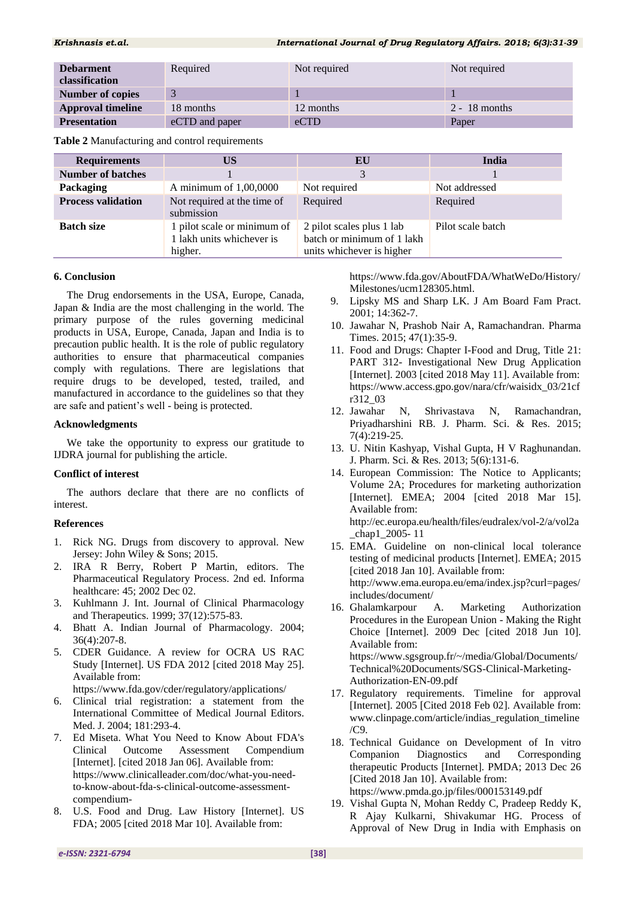| Debarment classification | Required | Not required | Not required |
|---|---|---|---|
| Number of copies | 3 | 1 | 1 |
| Approval timeline | 18 months | 12 months | 2 - 18 months |
| Presentation | eCTD and paper | eCTD | Paper |

**Table 2** Manufacturing and control requirements

| Requirements | US | EU | India |
|---|---|---|---|
| Number of batches | 1 | 3 | 1 |
| Packaging | A minimum of 1,00,0000 | Not required | Not addressed |
| Process validation | Not required at the time of submission | Required | Required |
| Batch size | 1 pilot scale or minimum of 1 lakh units whichever is higher. | 2 pilot scales plus 1 lab batch or minimum of 1 lakh units whichever is higher | Pilot scale batch |

## 6. Conclusion

The Drug endorsements in the USA, Europe, Canada, Japan & India are the most challenging in the world. The primary purpose of the rules governing medicinal products in USA, Europe, Canada, Japan and India is to precaution public health. It is the role of public regulatory authorities to ensure that pharmaceutical companies comply with regulations. There are legislations that require drugs to be developed, tested, trailed, and manufactured in accordance to the guidelines so that they are safe and patient's well - being is protected.

### Acknowledgments

We take the opportunity to express our gratitude to IJDRA journal for publishing the article.

### Conflict of interest

The authors declare that there are no conflicts of interest.

### References

1. Rick NG. Drugs from discovery to approval. New Jersey: John Wiley & Sons; 2015.
2. IRA R Berry, Robert P Martin, editors. The Pharmaceutical Regulatory Process. 2nd ed. Informa healthcare: 45; 2002 Dec 02.
3. Kuhlmann J. Int. Journal of Clinical Pharmacology and Therapeutics. 1999; 37(12):575-83.
4. Bhatt A. Indian Journal of Pharmacology. 2004; 36(4):207-8.
5. CDER Guidance. A review for OCRA US RAC Study [Internet]. US FDA 2012 [cited 2018 May 25]. Available from: https://www.fda.gov/cder/regulatory/applications/
6. Clinical trial registration: a statement from the International Committee of Medical Journal Editors. Med. J. 2004; 181:293-4.
7. Ed Miseta. What You Need to Know About FDA's Clinical Outcome Assessment Compendium [Internet]. [cited 2018 Jan 06]. Available from: https://www.clinicalleader.com/doc/what-you-need-to-know-about-fda-s-clinical-outcome-assessment-compendium-
8. U.S. Food and Drug. Law History [Internet]. US FDA; 2005 [cited 2018 Mar 10]. Available from: https://www.fda.gov/AboutFDA/WhatWeDo/History/Milestones/ucm128305.html.
9. Lipsky MS and Sharp LK. J Am Board Fam Pract. 2001; 14:362-7.
10. Jawahar N, Prashob Nair A, Ramachandran. Pharma Times. 2015; 47(1):35-9.
11. Food and Drugs: Chapter I-Food and Drug, Title 21: PART 312- Investigational New Drug Application [Internet]. 2003 [cited 2018 May 11]. Available from: https://www.access.gpo.gov/nara/cfr/waisidx_03/21cfr312_03
12. Jawahar N, Shrivastava N, Ramachandran, Priyadharshini RB. J. Pharm. Sci. & Res. 2015; 7(4):219-25.
13. U. Nitin Kashyap, Vishal Gupta, H V Raghunandan. J. Pharm. Sci. & Res. 2013; 5(6):131-6.
14. European Commission: The Notice to Applicants; Volume 2A; Procedures for marketing authorization [Internet]. EMEA; 2004 [cited 2018 Mar 15]. Available from: http://ec.europa.eu/health/files/eudralex/vol-2/a/vol2a_chap1_2005- 11
15. EMA. Guideline on non-clinical local tolerance testing of medicinal products [Internet]. EMEA; 2015 [cited 2018 Jan 10]. Available from: http://www.ema.europa.eu/ema/index.jsp?curl=pages/includes/document/
16. Ghalamkarpour A. Marketing Authorization Procedures in the European Union - Making the Right Choice [Internet]. 2009 Dec [cited 2018 Jun 10]. Available from: https://www.sgsgroup.fr/~/media/Global/Documents/Technical%20Documents/SGS-Clinical-Marketing-Authorization-EN-09.pdf
17. Regulatory requirements. Timeline for approval [Internet]. 2005 [Cited 2018 Feb 02]. Available from: www.clinpage.com/article/indias_regulation_timeline/C9.
18. Technical Guidance on Development of In vitro Companion Diagnostics and Corresponding therapeutic Products [Internet]. PMDA; 2013 Dec 26 [Cited 2018 Jan 10]. Available from: https://www.pmda.go.jp/files/000153149.pdf
19. Vishal Gupta N, Mohan Reddy C, Pradeep Reddy K, R Ajay Kulkarni, Shivakumar HG. Process of Approval of New Drug in India with Emphasis on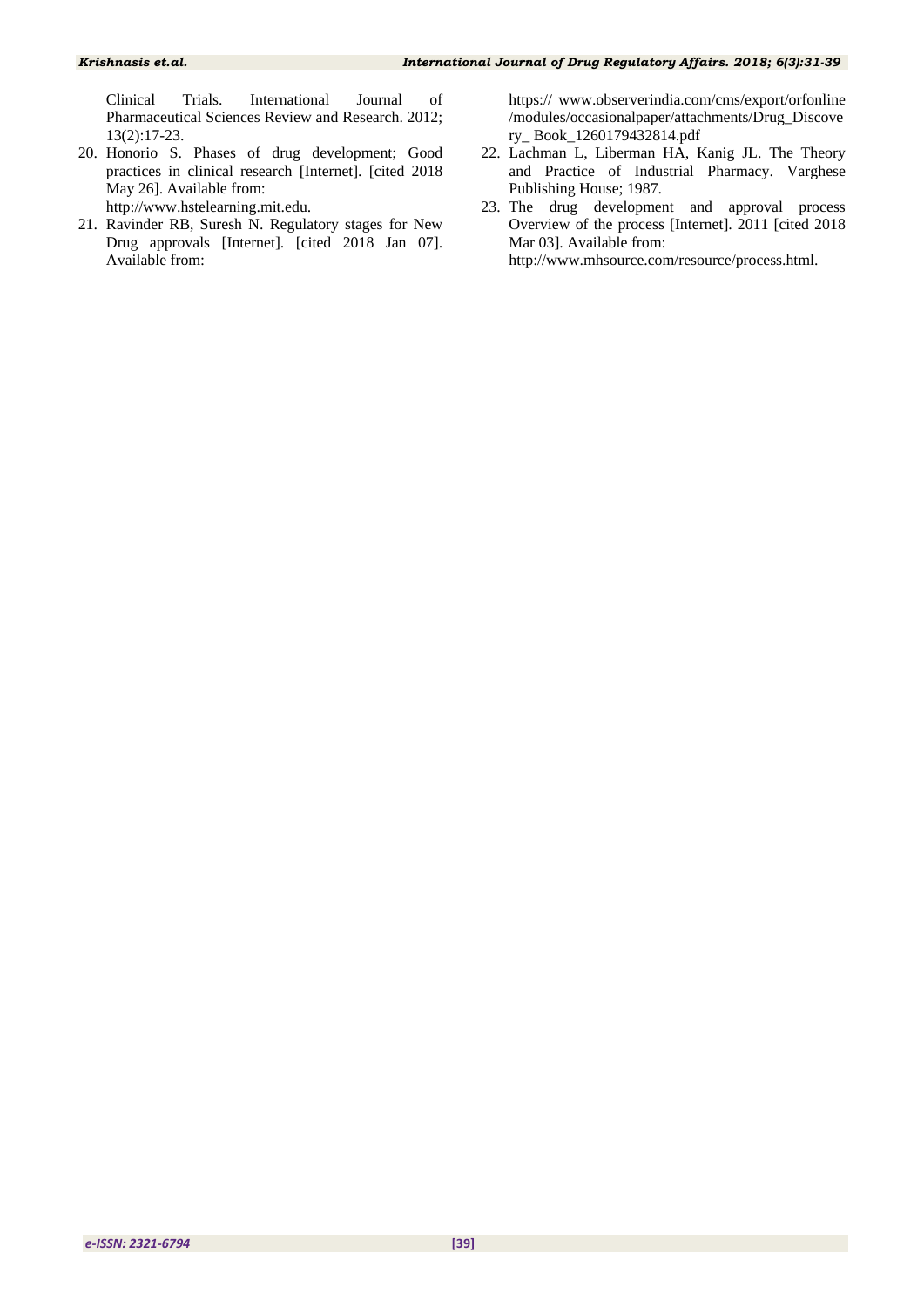Clinical Trials. International Journal of Pharmaceutical Sciences Review and Research. 2012; 13(2):17-23.

20. Honorio S. Phases of drug development; Good practices in clinical research [Internet]. [cited 2018 May 26]. Available from: http://www.hstelearning.mit.edu.
21. Ravinder RB, Suresh N. Regulatory stages for New Drug approvals [Internet]. [cited 2018 Jan 07]. Available from: https:// www.observerindia.com/cms/export/orfonline /modules/occasionalpaper/attachments/Drug_Discovery_ Book_1260179432814.pdf
22. Lachman L, Liberman HA, Kanig JL. The Theory and Practice of Industrial Pharmacy. Varghese Publishing House; 1987.
23. The drug development and approval process Overview of the process [Internet]. 2011 [cited 2018 Mar 03]. Available from: http://www.mhsource.com/resource/process.html.